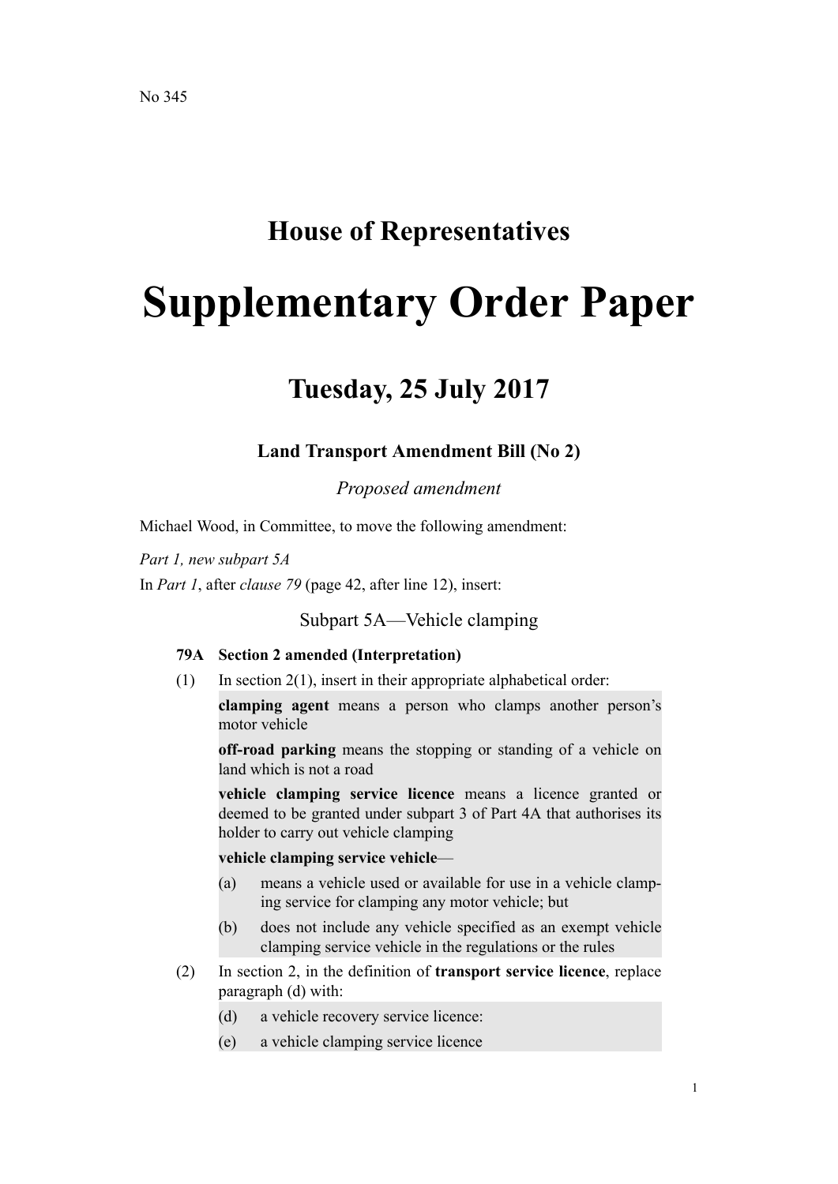No 345

# House of Representatives

# Supplementary Order Paper

## Tuesday, 25 July 2017

### Land Transport Amendment Bill (No 2)

*Proposed amendment*

Michael Wood, in Committee, to move the following amendment:

*Part 1, new subpart 5A*

In *Part 1*, after *clause 79* (page 42, after line 12), insert:

Subpart 5A—Vehicle clamping

**79A Section 2 amended (Interpretation)**

(1) In section 2(1), insert in their appropriate alphabetical order:

**clamping agent** means a person who clamps another person's motor vehicle

**off-road parking** means the stopping or standing of a vehicle on land which is not a road

**vehicle clamping service licence** means a licence granted or deemed to be granted under subpart 3 of Part 4A that authorises its holder to carry out vehicle clamping

**vehicle clamping service vehicle**—

(a) means a vehicle used or available for use in a vehicle clamping service for clamping any motor vehicle; but

(b) does not include any vehicle specified as an exempt vehicle clamping service vehicle in the regulations or the rules

(2) In section 2, in the definition of **transport service licence**, replace paragraph (d) with:

(d) a vehicle recovery service licence:

(e) a vehicle clamping service licence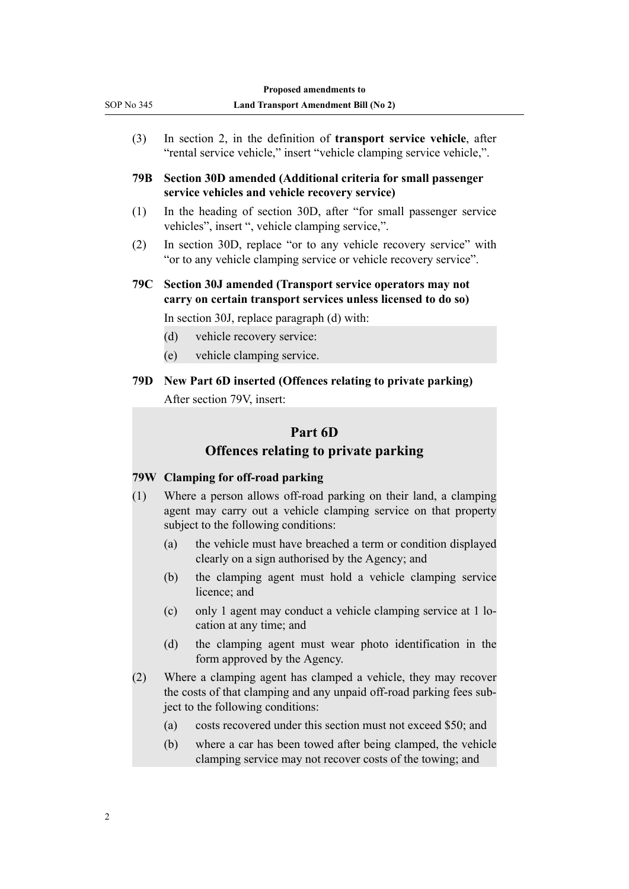(3) In section 2, in the definition of **transport service vehicle**, after "rental service vehicle," insert "vehicle clamping service vehicle,".

**79B Section 30D amended (Additional criteria for small passenger service vehicles and vehicle recovery service)**

(1) In the heading of section 30D, after "for small passenger service vehicles", insert ", vehicle clamping service,".

(2) In section 30D, replace "or to any vehicle recovery service" with "or to any vehicle clamping service or vehicle recovery service".

**79C Section 30J amended (Transport service operators may not carry on certain transport services unless licensed to do so)**

In section 30J, replace paragraph (d) with:

(d) vehicle recovery service:

(e) vehicle clamping service.

**79D New Part 6D inserted (Offences relating to private parking)**

After section 79V, insert:

## Part 6D
## Offences relating to private parking

**79W Clamping for off-road parking**

(1) Where a person allows off-road parking on their land, a clamping agent may carry out a vehicle clamping service on that property subject to the following conditions:

(a) the vehicle must have breached a term or condition displayed clearly on a sign authorised by the Agency; and

(b) the clamping agent must hold a vehicle clamping service licence; and

(c) only 1 agent may conduct a vehicle clamping service at 1 location at any time; and

(d) the clamping agent must wear photo identification in the form approved by the Agency.

(2) Where a clamping agent has clamped a vehicle, they may recover the costs of that clamping and any unpaid off-road parking fees subject to the following conditions:

(a) costs recovered under this section must not exceed $50; and

(b) where a car has been towed after being clamped, the vehicle clamping service may not recover costs of the towing; and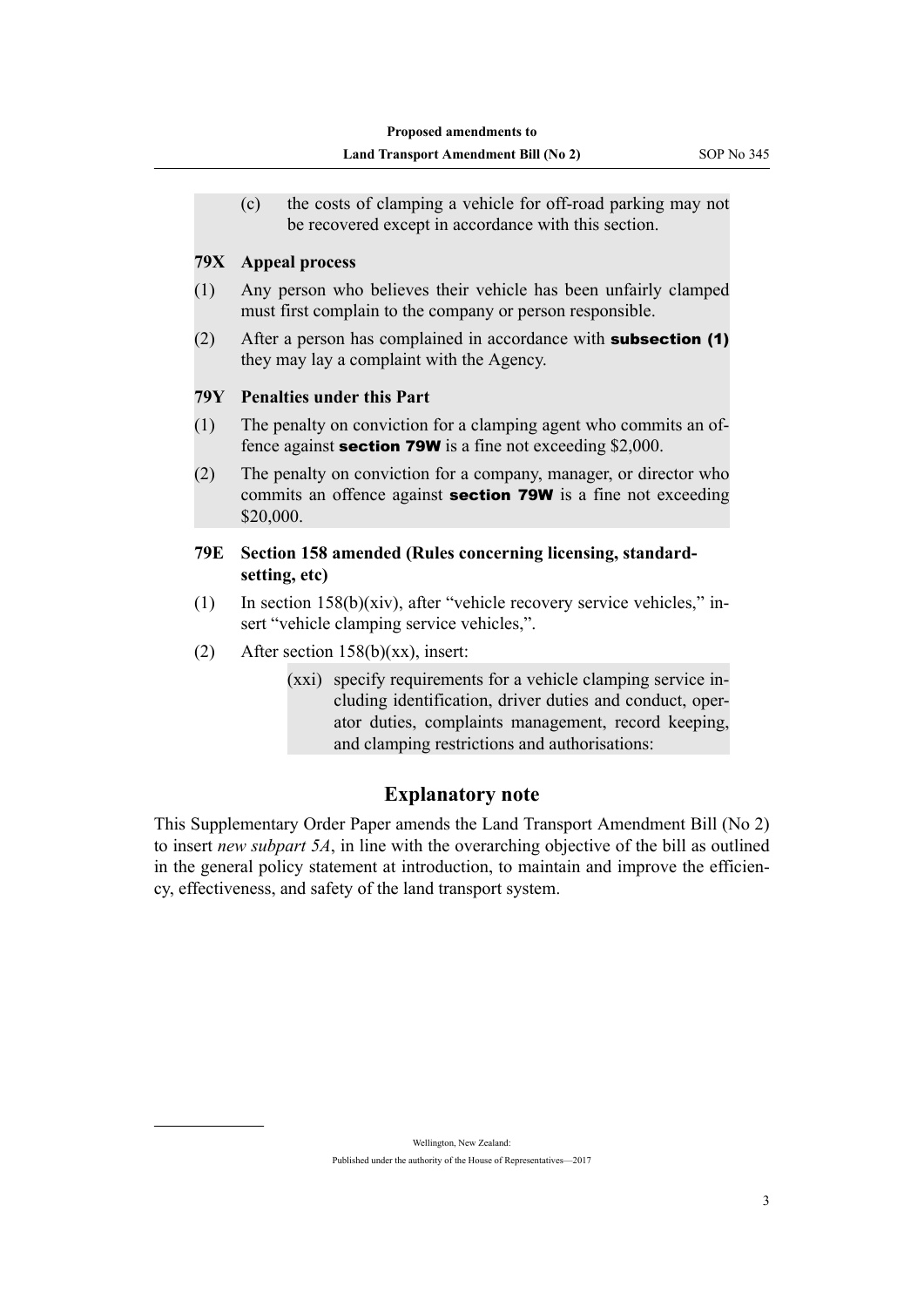(c) the costs of clamping a vehicle for off-road parking may not be recovered except in accordance with this section.

**79X Appeal process**

(1) Any person who believes their vehicle has been unfairly clamped must first complain to the company or person responsible.

(2) After a person has complained in accordance with **subsection (1)** they may lay a complaint with the Agency.

**79Y Penalties under this Part**

(1) The penalty on conviction for a clamping agent who commits an offence against **section 79W** is a fine not exceeding $2,000.

(2) The penalty on conviction for a company, manager, or director who commits an offence against **section 79W** is a fine not exceeding $20,000.

**79E Section 158 amended (Rules concerning licensing, standard-setting, etc)**

(1) In section 158(b)(xiv), after "vehicle recovery service vehicles," insert "vehicle clamping service vehicles,".

(2) After section 158(b)(xx), insert:

(xxi) specify requirements for a vehicle clamping service including identification, driver duties and conduct, operator duties, complaints management, record keeping, and clamping restrictions and authorisations:

## Explanatory note

This Supplementary Order Paper amends the Land Transport Amendment Bill (No 2) to insert *new subpart 5A*, in line with the overarching objective of the bill as outlined in the general policy statement at introduction, to maintain and improve the efficiency, effectiveness, and safety of the land transport system.

Wellington, New Zealand:
Published under the authority of the House of Representatives—2017